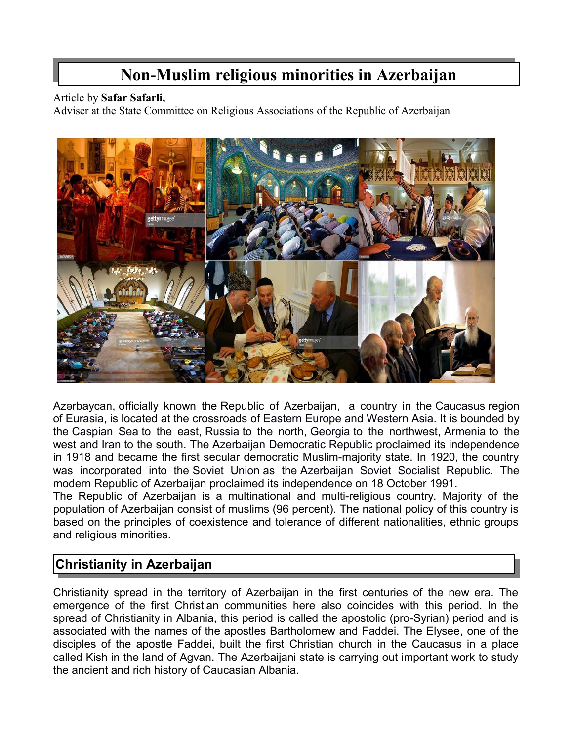# Non-Muslim religious minorities in Azerbaijan

Article by **Safar Safarli,**
Adviser at the State Committee on Religious Associations of the Republic of Azerbaijan

Azərbaycan, officially known the Republic of Azerbaijan, a country in the Caucasus region of Eurasia, is located at the crossroads of Eastern Europe and Western Asia. It is bounded by the Caspian Sea to the east, Russia to the north, Georgia to the northwest, Armenia to the west and Iran to the south. The Azerbaijan Democratic Republic proclaimed its independence in 1918 and became the first secular democratic Muslim-majority state. In 1920, the country was incorporated into the Soviet Union as the Azerbaijan Soviet Socialist Republic. The modern Republic of Azerbaijan proclaimed its independence on 18 October 1991.

The Republic of Azerbaijan is a multinational and multi-religious country. Majority of the population of Azerbaijan consist of muslims (96 percent). The national policy of this country is based on the principles of coexistence and tolerance of different nationalities, ethnic groups and religious minorities.

## Christianity in Azerbaijan

Christianity spread in the territory of Azerbaijan in the first centuries of the new era. The emergence of the first Christian communities here also coincides with this period. In the spread of Christianity in Albania, this period is called the apostolic (pro-Syrian) period and is associated with the names of the apostles Bartholomew and Faddei. The Elysee, one of the disciples of the apostle Faddei, built the first Christian church in the Caucasus in a place called Kish in the land of Agvan. The Azerbaijani state is carrying out important work to study the ancient and rich history of Caucasian Albania.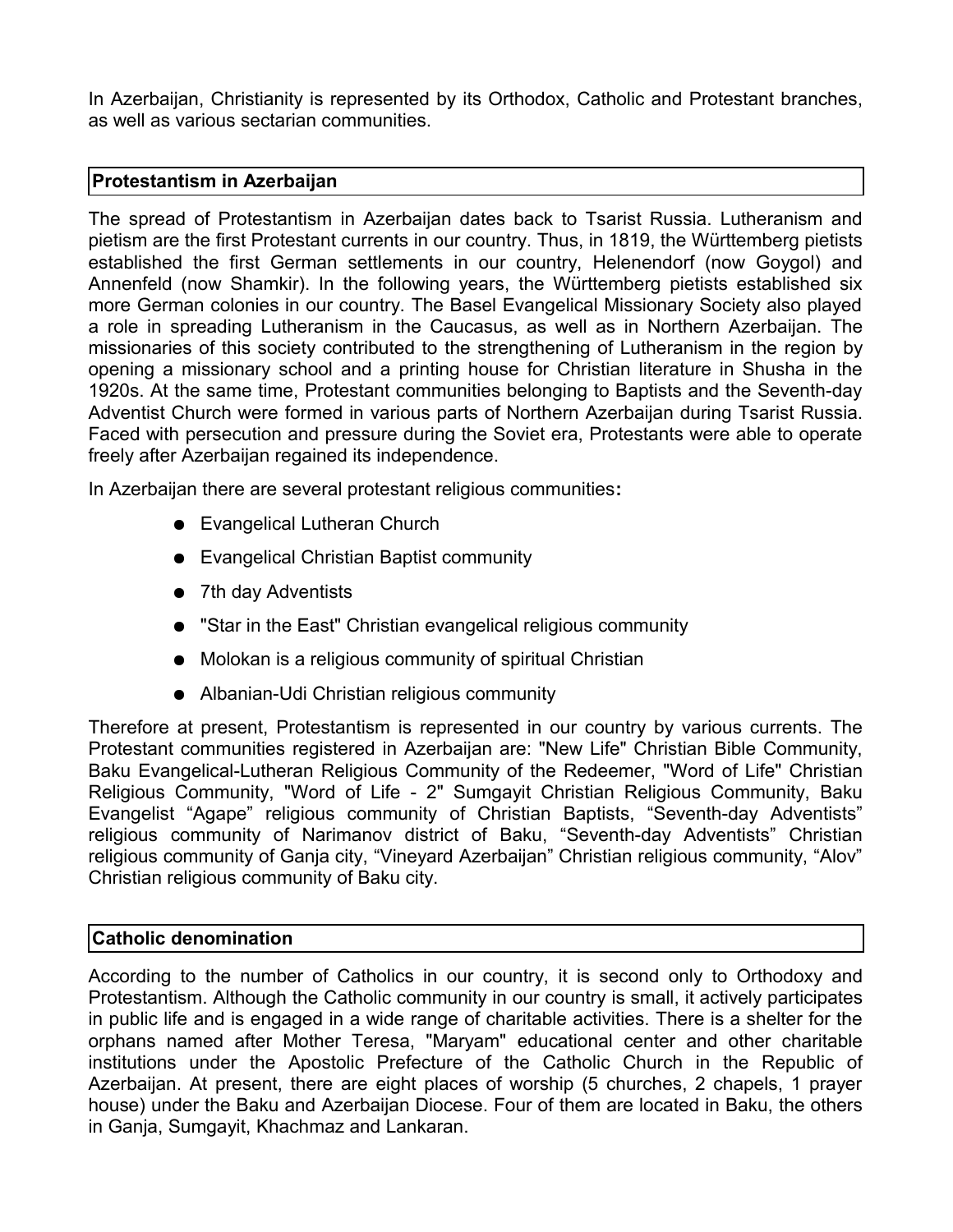In Azerbaijan, Christianity is represented by its Orthodox, Catholic and Protestant branches, as well as various sectarian communities.

## Protestantism in Azerbaijan

The spread of Protestantism in Azerbaijan dates back to Tsarist Russia. Lutheranism and pietism are the first Protestant currents in our country. Thus, in 1819, the Württemberg pietists established the first German settlements in our country, Helenendorf (now Goygol) and Annenfeld (now Shamkir). In the following years, the Württemberg pietists established six more German colonies in our country. The Basel Evangelical Missionary Society also played a role in spreading Lutheranism in the Caucasus, as well as in Northern Azerbaijan. The missionaries of this society contributed to the strengthening of Lutheranism in the region by opening a missionary school and a printing house for Christian literature in Shusha in the 1920s. At the same time, Protestant communities belonging to Baptists and the Seventh-day Adventist Church were formed in various parts of Northern Azerbaijan during Tsarist Russia. Faced with persecution and pressure during the Soviet era, Protestants were able to operate freely after Azerbaijan regained its independence.

In Azerbaijan there are several protestant religious communities**:**

- Evangelical Lutheran Church
- Evangelical Christian Baptist community
- 7th day Adventists
- "Star in the East" Christian evangelical religious community
- Molokan is a religious community of spiritual Christian
- Albanian-Udi Christian religious community

Therefore at present, Protestantism is represented in our country by various currents. The Protestant communities registered in Azerbaijan are: "New Life" Christian Bible Community, Baku Evangelical-Lutheran Religious Community of the Redeemer, "Word of Life" Christian Religious Community, "Word of Life - 2" Sumgayit Christian Religious Community, Baku Evangelist “Agape” religious community of Christian Baptists, “Seventh-day Adventists” religious community of Narimanov district of Baku, “Seventh-day Adventists” Christian religious community of Ganja city, “Vineyard Azerbaijan” Christian religious community, “Alov” Christian religious community of Baku city.

## Catholic denomination

According to the number of Catholics in our country, it is second only to Orthodoxy and Protestantism. Although the Catholic community in our country is small, it actively participates in public life and is engaged in a wide range of charitable activities. There is a shelter for the orphans named after Mother Teresa, "Maryam" educational center and other charitable institutions under the Apostolic Prefecture of the Catholic Church in the Republic of Azerbaijan. At present, there are eight places of worship (5 churches, 2 chapels, 1 prayer house) under the Baku and Azerbaijan Diocese. Four of them are located in Baku, the others in Ganja, Sumgayit, Khachmaz and Lankaran.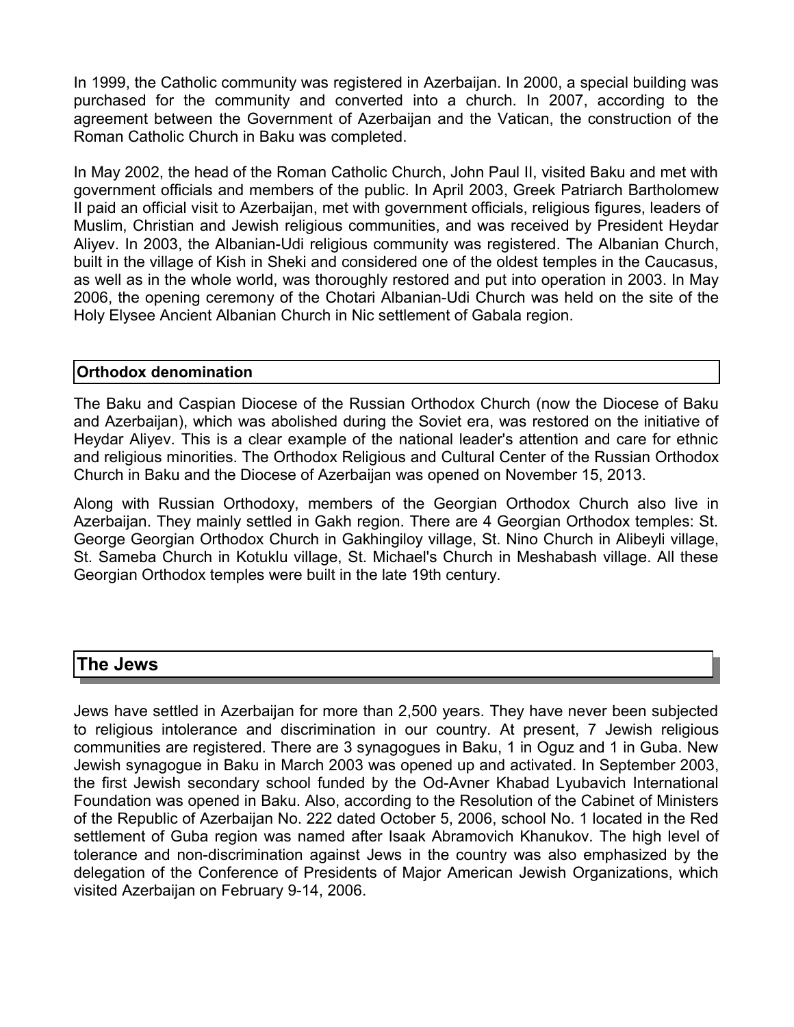In 1999, the Catholic community was registered in Azerbaijan. In 2000, a special building was purchased for the community and converted into a church. In 2007, according to the agreement between the Government of Azerbaijan and the Vatican, the construction of the Roman Catholic Church in Baku was completed.

In May 2002, the head of the Roman Catholic Church, John Paul II, visited Baku and met with government officials and members of the public. In April 2003, Greek Patriarch Bartholomew II paid an official visit to Azerbaijan, met with government officials, religious figures, leaders of Muslim, Christian and Jewish religious communities, and was received by President Heydar Aliyev. In 2003, the Albanian-Udi religious community was registered. The Albanian Church, built in the village of Kish in Sheki and considered one of the oldest temples in the Caucasus, as well as in the whole world, was thoroughly restored and put into operation in 2003. In May 2006, the opening ceremony of the Chotari Albanian-Udi Church was held on the site of the Holy Elysee Ancient Albanian Church in Nic settlement of Gabala region.

### Orthodox denomination

The Baku and Caspian Diocese of the Russian Orthodox Church (now the Diocese of Baku and Azerbaijan), which was abolished during the Soviet era, was restored on the initiative of Heydar Aliyev. This is a clear example of the national leader's attention and care for ethnic and religious minorities. The Orthodox Religious and Cultural Center of the Russian Orthodox Church in Baku and the Diocese of Azerbaijan was opened on November 15, 2013.

Along with Russian Orthodoxy, members of the Georgian Orthodox Church also live in Azerbaijan. They mainly settled in Gakh region. There are 4 Georgian Orthodox temples: St. George Georgian Orthodox Church in Gakhingiloy village, St. Nino Church in Alibeyli village, St. Sameba Church in Kotuklu village, St. Michael's Church in Meshabash village. All these Georgian Orthodox temples were built in the late 19th century.

## The Jews

Jews have settled in Azerbaijan for more than 2,500 years. They have never been subjected to religious intolerance and discrimination in our country. At present, 7 Jewish religious communities are registered. There are 3 synagogues in Baku, 1 in Oguz and 1 in Guba. New Jewish synagogue in Baku in March 2003 was opened up and activated. In September 2003, the first Jewish secondary school funded by the Od-Avner Khabad Lyubavich International Foundation was opened in Baku. Also, according to the Resolution of the Cabinet of Ministers of the Republic of Azerbaijan No. 222 dated October 5, 2006, school No. 1 located in the Red settlement of Guba region was named after Isaak Abramovich Khanukov. The high level of tolerance and non-discrimination against Jews in the country was also emphasized by the delegation of the Conference of Presidents of Major American Jewish Organizations, which visited Azerbaijan on February 9-14, 2006.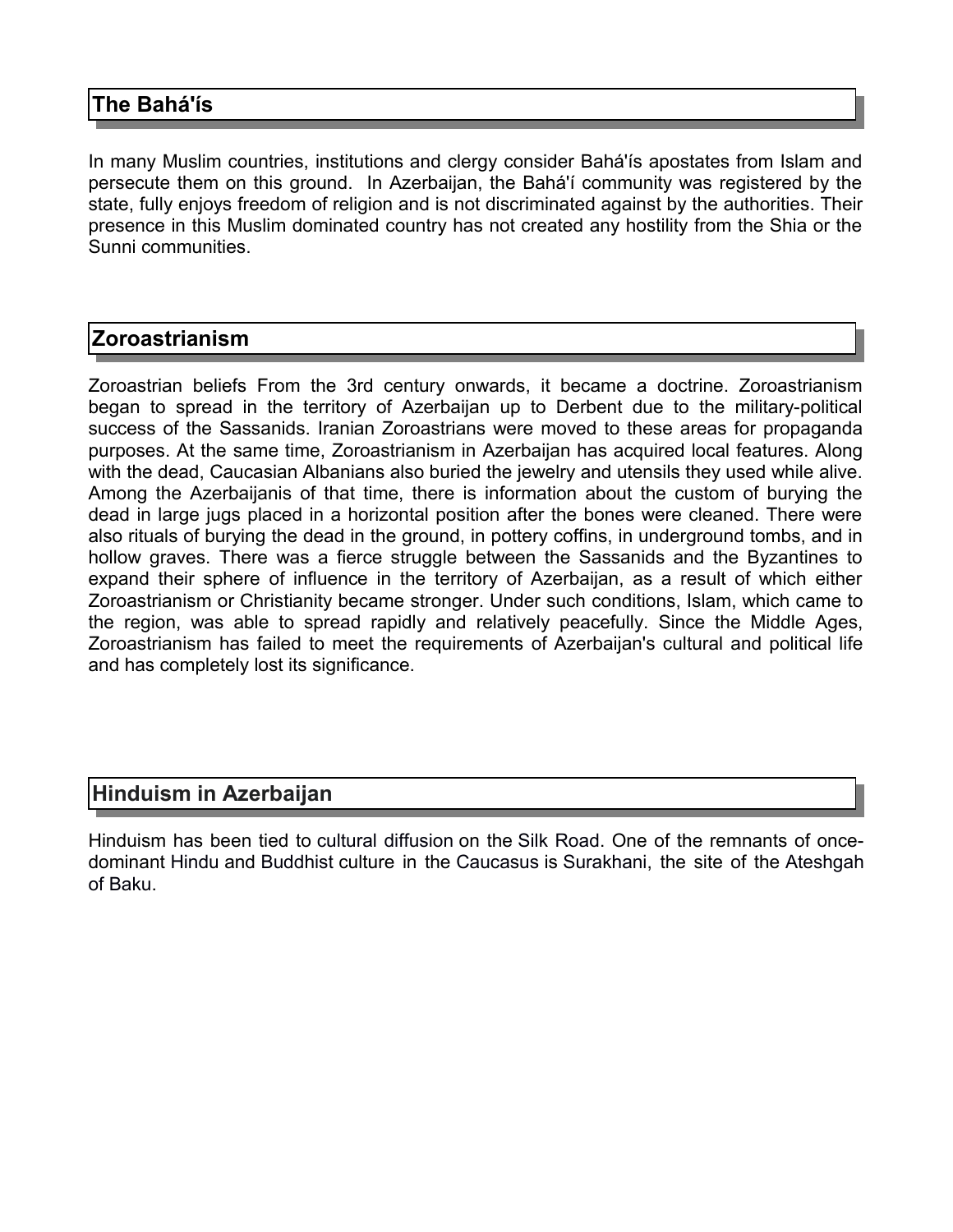## The Bahá'ís

In many Muslim countries, institutions and clergy consider Bahá'ís apostates from Islam and persecute them on this ground. In Azerbaijan, the Bahá'í community was registered by the state, fully enjoys freedom of religion and is not discriminated against by the authorities. Their presence in this Muslim dominated country has not created any hostility from the Shia or the Sunni communities.

## Zoroastrianism

Zoroastrian beliefs From the 3rd century onwards, it became a doctrine. Zoroastrianism began to spread in the territory of Azerbaijan up to Derbent due to the military-political success of the Sassanids. Iranian Zoroastrians were moved to these areas for propaganda purposes. At the same time, Zoroastrianism in Azerbaijan has acquired local features. Along with the dead, Caucasian Albanians also buried the jewelry and utensils they used while alive. Among the Azerbaijanis of that time, there is information about the custom of burying the dead in large jugs placed in a horizontal position after the bones were cleaned. There were also rituals of burying the dead in the ground, in pottery coffins, in underground tombs, and in hollow graves. There was a fierce struggle between the Sassanids and the Byzantines to expand their sphere of influence in the territory of Azerbaijan, as a result of which either Zoroastrianism or Christianity became stronger. Under such conditions, Islam, which came to the region, was able to spread rapidly and relatively peacefully. Since the Middle Ages, Zoroastrianism has failed to meet the requirements of Azerbaijan's cultural and political life and has completely lost its significance.

## Hinduism in Azerbaijan

Hinduism has been tied to cultural diffusion on the Silk Road. One of the remnants of once-dominant Hindu and Buddhist culture in the Caucasus is Surakhani, the site of the Ateshgah of Baku.